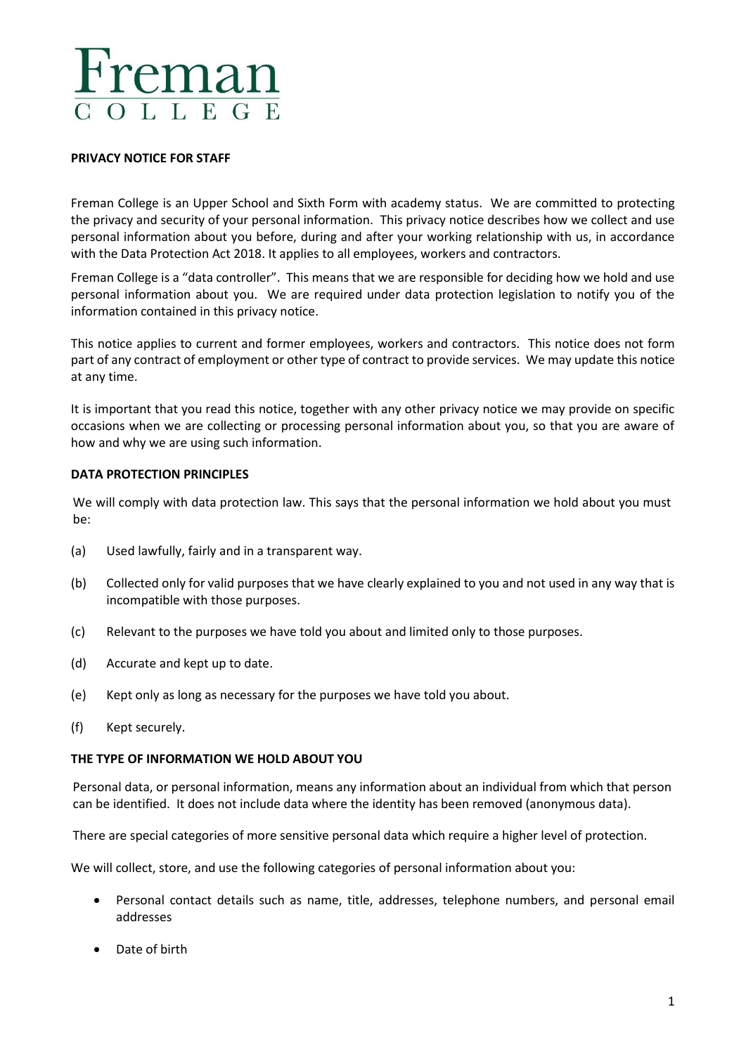# Freman COLLEGE

## PRIVACY NOTICE FOR STAFF

Freman College is an Upper School and Sixth Form with academy status. We are committed to protecting the privacy and security of your personal information. This privacy notice describes how we collect and use personal information about you before, during and after your working relationship with us, in accordance with the Data Protection Act 2018. It applies to all employees, workers and contractors.

Freman College is a "data controller". This means that we are responsible for deciding how we hold and use personal information about you. We are required under data protection legislation to notify you of the information contained in this privacy notice.

This notice applies to current and former employees, workers and contractors. This notice does not form part of any contract of employment or other type of contract to provide services. We may update this notice at any time.

It is important that you read this notice, together with any other privacy notice we may provide on specific occasions when we are collecting or processing personal information about you, so that you are aware of how and why we are using such information.

## DATA PROTECTION PRINCIPLES

We will comply with data protection law. This says that the personal information we hold about you must be:

(a) Used lawfully, fairly and in a transparent way.

(b) Collected only for valid purposes that we have clearly explained to you and not used in any way that is incompatible with those purposes.

(c) Relevant to the purposes we have told you about and limited only to those purposes.

(d) Accurate and kept up to date.

(e) Kept only as long as necessary for the purposes we have told you about.

(f) Kept securely.

## THE TYPE OF INFORMATION WE HOLD ABOUT YOU

Personal data, or personal information, means any information about an individual from which that person can be identified. It does not include data where the identity has been removed (anonymous data).

There are special categories of more sensitive personal data which require a higher level of protection.

We will collect, store, and use the following categories of personal information about you:

- Personal contact details such as name, title, addresses, telephone numbers, and personal email addresses
- Date of birth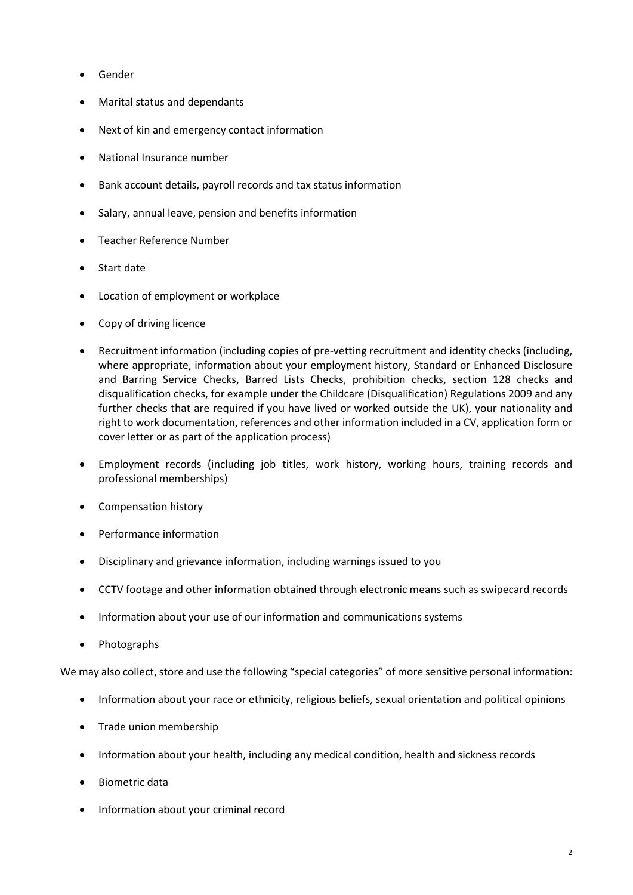- Gender
- Marital status and dependants
- Next of kin and emergency contact information
- National Insurance number
- Bank account details, payroll records and tax status information
- Salary, annual leave, pension and benefits information
- Teacher Reference Number
- Start date
- Location of employment or workplace
- Copy of driving licence
- Recruitment information (including copies of pre-vetting recruitment and identity checks (including, where appropriate, information about your employment history, Standard or Enhanced Disclosure and Barring Service Checks, Barred Lists Checks, prohibition checks, section 128 checks and disqualification checks, for example under the Childcare (Disqualification) Regulations 2009 and any further checks that are required if you have lived or worked outside the UK), your nationality and right to work documentation, references and other information included in a CV, application form or cover letter or as part of the application process)
- Employment records (including job titles, work history, working hours, training records and professional memberships)
- Compensation history
- Performance information
- Disciplinary and grievance information, including warnings issued to you
- CCTV footage and other information obtained through electronic means such as swipecard records
- Information about your use of our information and communications systems
- Photographs

We may also collect, store and use the following "special categories" of more sensitive personal information:

- Information about your race or ethnicity, religious beliefs, sexual orientation and political opinions
- Trade union membership
- Information about your health, including any medical condition, health and sickness records
- Biometric data
- Information about your criminal record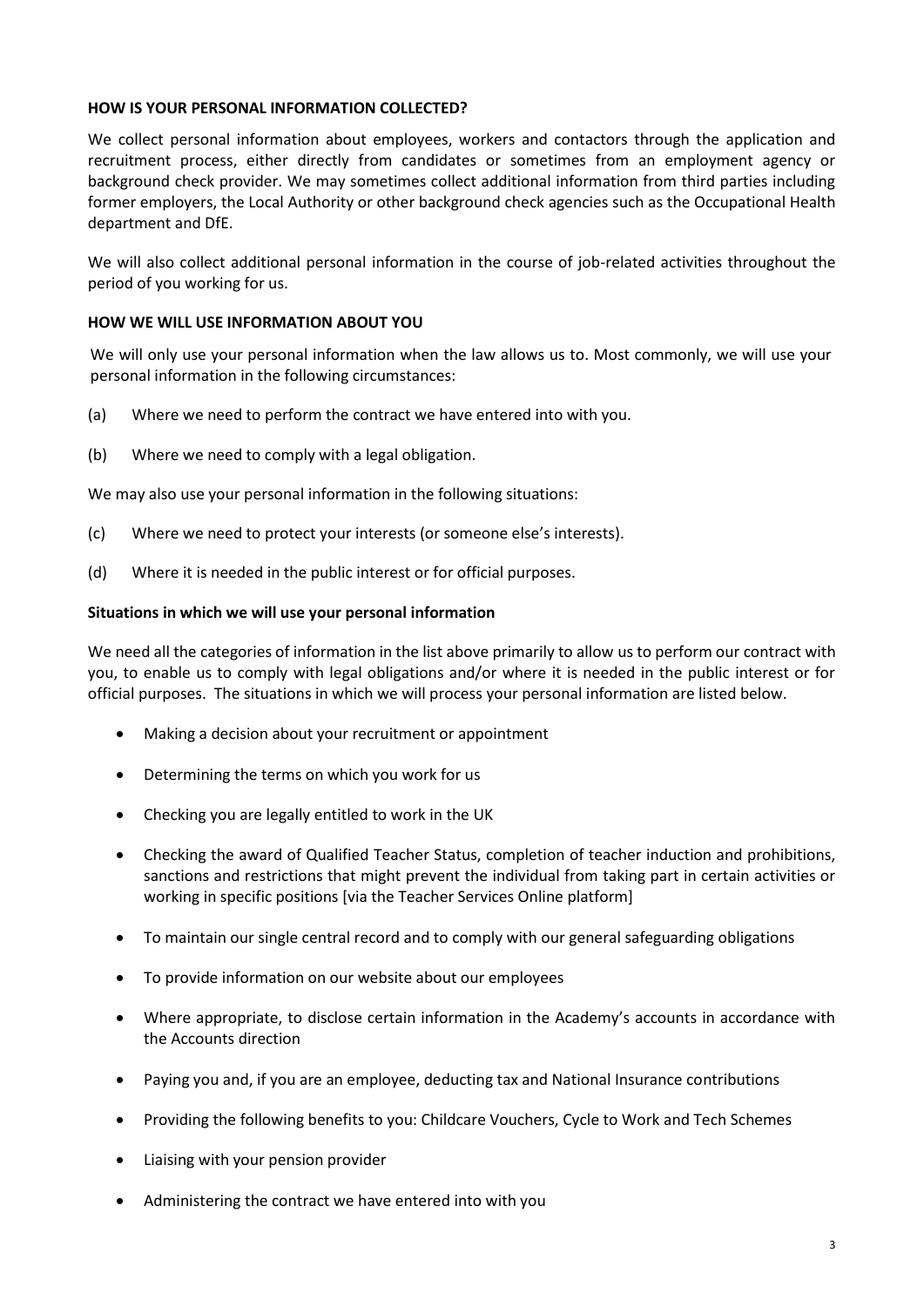## HOW IS YOUR PERSONAL INFORMATION COLLECTED?

We collect personal information about employees, workers and contactors through the application and recruitment process, either directly from candidates or sometimes from an employment agency or background check provider. We may sometimes collect additional information from third parties including former employers, the Local Authority or other background check agencies such as the Occupational Health department and DfE.

We will also collect additional personal information in the course of job-related activities throughout the period of you working for us.

## HOW WE WILL USE INFORMATION ABOUT YOU

We will only use your personal information when the law allows us to. Most commonly, we will use your personal information in the following circumstances:

(a) Where we need to perform the contract we have entered into with you.

(b) Where we need to comply with a legal obligation.

We may also use your personal information in the following situations:

(c) Where we need to protect your interests (or someone else's interests).

(d) Where it is needed in the public interest or for official purposes.

### Situations in which we will use your personal information

We need all the categories of information in the list above primarily to allow us to perform our contract with you, to enable us to comply with legal obligations and/or where it is needed in the public interest or for official purposes. The situations in which we will process your personal information are listed below.

- Making a decision about your recruitment or appointment
- Determining the terms on which you work for us
- Checking you are legally entitled to work in the UK
- Checking the award of Qualified Teacher Status, completion of teacher induction and prohibitions, sanctions and restrictions that might prevent the individual from taking part in certain activities or working in specific positions [via the Teacher Services Online platform]
- To maintain our single central record and to comply with our general safeguarding obligations
- To provide information on our website about our employees
- Where appropriate, to disclose certain information in the Academy's accounts in accordance with the Accounts direction
- Paying you and, if you are an employee, deducting tax and National Insurance contributions
- Providing the following benefits to you: Childcare Vouchers, Cycle to Work and Tech Schemes
- Liaising with your pension provider
- Administering the contract we have entered into with you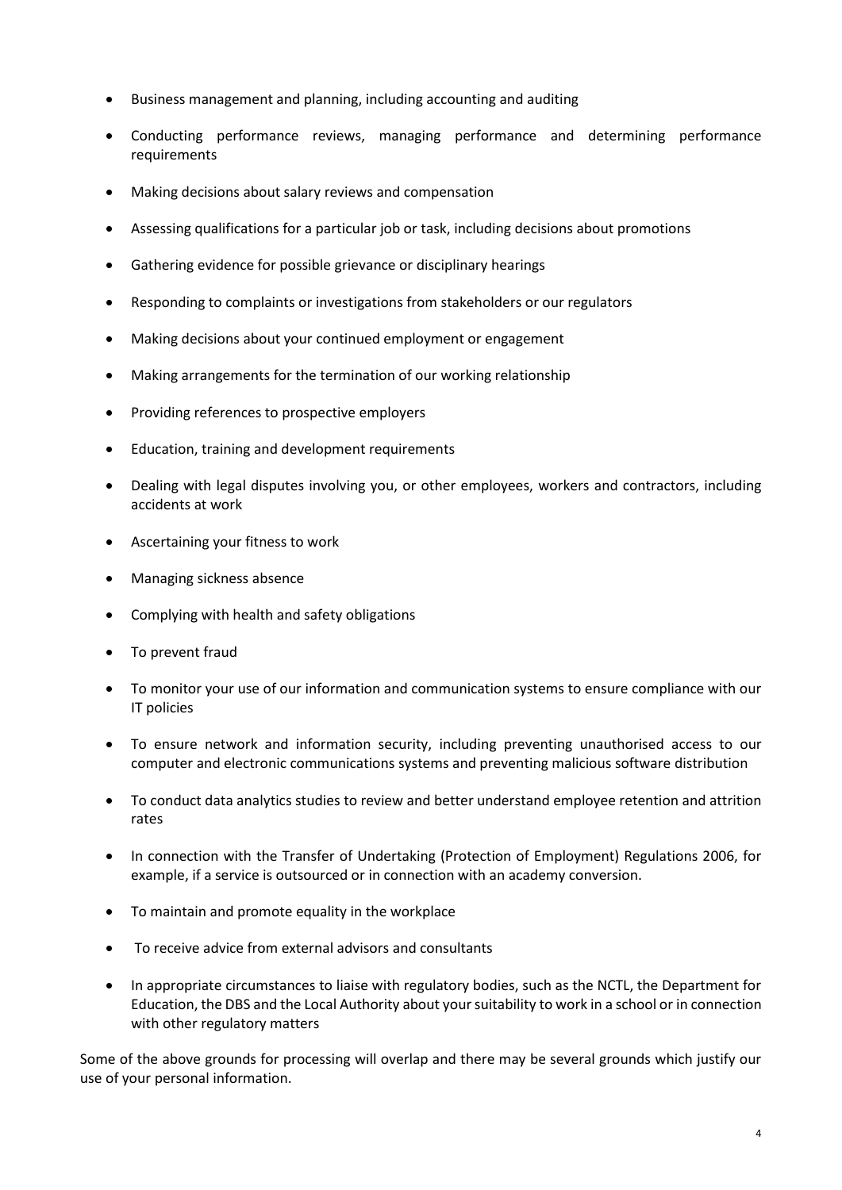- Business management and planning, including accounting and auditing
- Conducting performance reviews, managing performance and determining performance requirements
- Making decisions about salary reviews and compensation
- Assessing qualifications for a particular job or task, including decisions about promotions
- Gathering evidence for possible grievance or disciplinary hearings
- Responding to complaints or investigations from stakeholders or our regulators
- Making decisions about your continued employment or engagement
- Making arrangements for the termination of our working relationship
- Providing references to prospective employers
- Education, training and development requirements
- Dealing with legal disputes involving you, or other employees, workers and contractors, including accidents at work
- Ascertaining your fitness to work
- Managing sickness absence
- Complying with health and safety obligations
- To prevent fraud
- To monitor your use of our information and communication systems to ensure compliance with our IT policies
- To ensure network and information security, including preventing unauthorised access to our computer and electronic communications systems and preventing malicious software distribution
- To conduct data analytics studies to review and better understand employee retention and attrition rates
- In connection with the Transfer of Undertaking (Protection of Employment) Regulations 2006, for example, if a service is outsourced or in connection with an academy conversion.
- To maintain and promote equality in the workplace
- To receive advice from external advisors and consultants
- In appropriate circumstances to liaise with regulatory bodies, such as the NCTL, the Department for Education, the DBS and the Local Authority about your suitability to work in a school or in connection with other regulatory matters

Some of the above grounds for processing will overlap and there may be several grounds which justify our use of your personal information.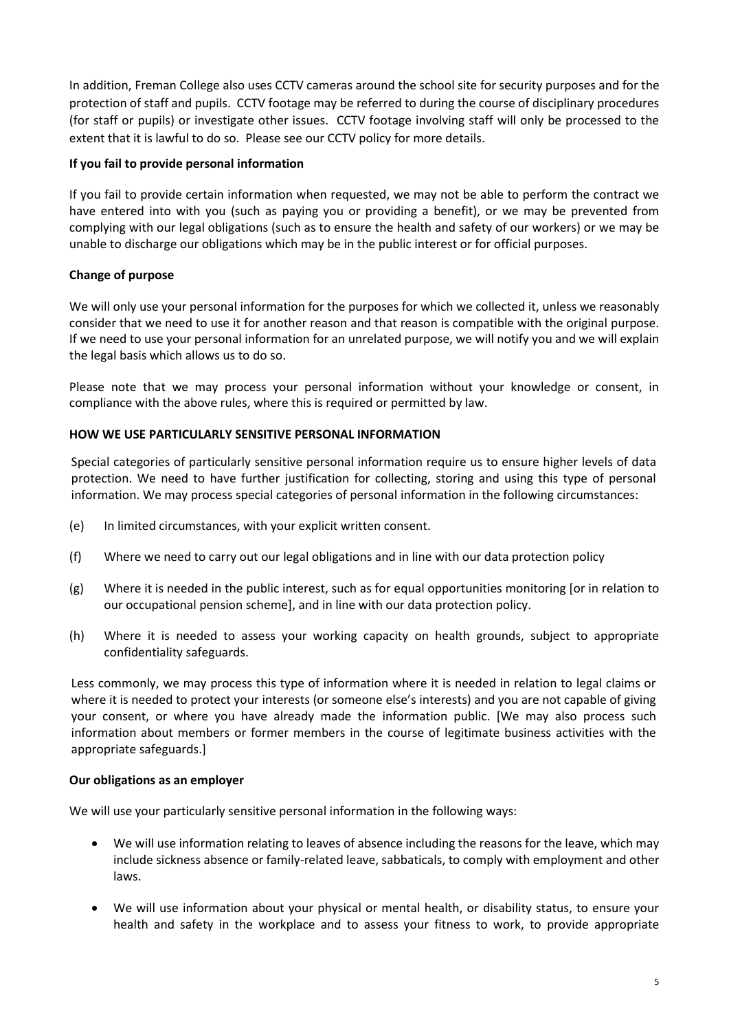In addition, Freman College also uses CCTV cameras around the school site for security purposes and for the protection of staff and pupils. CCTV footage may be referred to during the course of disciplinary procedures (for staff or pupils) or investigate other issues. CCTV footage involving staff will only be processed to the extent that it is lawful to do so. Please see our CCTV policy for more details.

**If you fail to provide personal information**

If you fail to provide certain information when requested, we may not be able to perform the contract we have entered into with you (such as paying you or providing a benefit), or we may be prevented from complying with our legal obligations (such as to ensure the health and safety of our workers) or we may be unable to discharge our obligations which may be in the public interest or for official purposes.

**Change of purpose**

We will only use your personal information for the purposes for which we collected it, unless we reasonably consider that we need to use it for another reason and that reason is compatible with the original purpose. If we need to use your personal information for an unrelated purpose, we will notify you and we will explain the legal basis which allows us to do so.

Please note that we may process your personal information without your knowledge or consent, in compliance with the above rules, where this is required or permitted by law.

**HOW WE USE PARTICULARLY SENSITIVE PERSONAL INFORMATION**

Special categories of particularly sensitive personal information require us to ensure higher levels of data protection. We need to have further justification for collecting, storing and using this type of personal information. We may process special categories of personal information in the following circumstances:

(e) In limited circumstances, with your explicit written consent.

(f) Where we need to carry out our legal obligations and in line with our data protection policy

(g) Where it is needed in the public interest, such as for equal opportunities monitoring [or in relation to our occupational pension scheme], and in line with our data protection policy.

(h) Where it is needed to assess your working capacity on health grounds, subject to appropriate confidentiality safeguards.

Less commonly, we may process this type of information where it is needed in relation to legal claims or where it is needed to protect your interests (or someone else's interests) and you are not capable of giving your consent, or where you have already made the information public. [We may also process such information about members or former members in the course of legitimate business activities with the appropriate safeguards.]

**Our obligations as an employer**

We will use your particularly sensitive personal information in the following ways:

- We will use information relating to leaves of absence including the reasons for the leave, which may include sickness absence or family-related leave, sabbaticals, to comply with employment and other laws.
- We will use information about your physical or mental health, or disability status, to ensure your health and safety in the workplace and to assess your fitness to work, to provide appropriate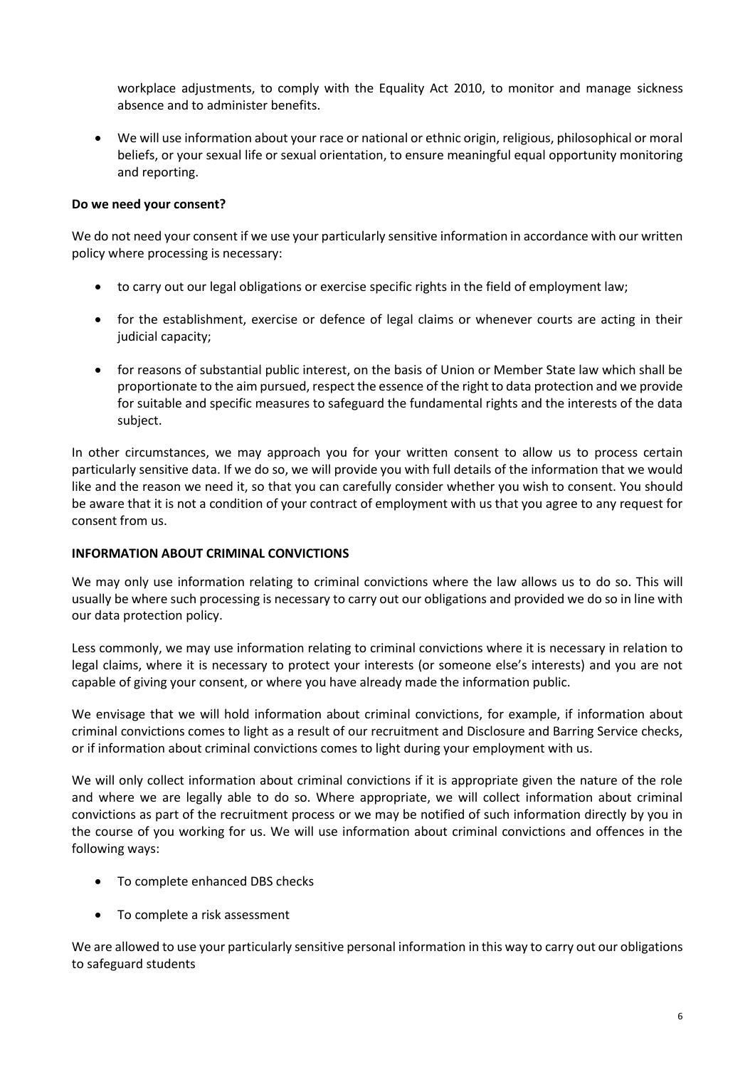workplace adjustments, to comply with the Equality Act 2010, to monitor and manage sickness absence and to administer benefits.

- We will use information about your race or national or ethnic origin, religious, philosophical or moral beliefs, or your sexual life or sexual orientation, to ensure meaningful equal opportunity monitoring and reporting.

**Do we need your consent?**

We do not need your consent if we use your particularly sensitive information in accordance with our written policy where processing is necessary:

- to carry out our legal obligations or exercise specific rights in the field of employment law;
- for the establishment, exercise or defence of legal claims or whenever courts are acting in their judicial capacity;
- for reasons of substantial public interest, on the basis of Union or Member State law which shall be proportionate to the aim pursued, respect the essence of the right to data protection and we provide for suitable and specific measures to safeguard the fundamental rights and the interests of the data subject.

In other circumstances, we may approach you for your written consent to allow us to process certain particularly sensitive data. If we do so, we will provide you with full details of the information that we would like and the reason we need it, so that you can carefully consider whether you wish to consent. You should be aware that it is not a condition of your contract of employment with us that you agree to any request for consent from us.

**INFORMATION ABOUT CRIMINAL CONVICTIONS**

We may only use information relating to criminal convictions where the law allows us to do so. This will usually be where such processing is necessary to carry out our obligations and provided we do so in line with our data protection policy.

Less commonly, we may use information relating to criminal convictions where it is necessary in relation to legal claims, where it is necessary to protect your interests (or someone else's interests) and you are not capable of giving your consent, or where you have already made the information public.

We envisage that we will hold information about criminal convictions, for example, if information about criminal convictions comes to light as a result of our recruitment and Disclosure and Barring Service checks, or if information about criminal convictions comes to light during your employment with us.

We will only collect information about criminal convictions if it is appropriate given the nature of the role and where we are legally able to do so. Where appropriate, we will collect information about criminal convictions as part of the recruitment process or we may be notified of such information directly by you in the course of you working for us. We will use information about criminal convictions and offences in the following ways:

- To complete enhanced DBS checks
- To complete a risk assessment

We are allowed to use your particularly sensitive personal information in this way to carry out our obligations to safeguard students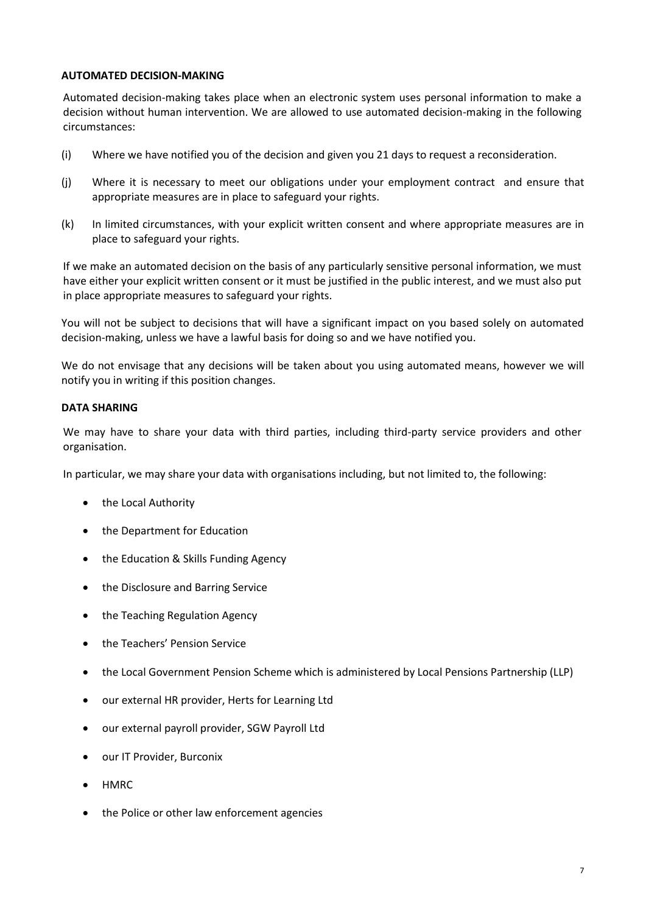**AUTOMATED DECISION-MAKING**

Automated decision-making takes place when an electronic system uses personal information to make a decision without human intervention. We are allowed to use automated decision-making in the following circumstances:

(i) Where we have notified you of the decision and given you 21 days to request a reconsideration.

(j) Where it is necessary to meet our obligations under your employment contract and ensure that appropriate measures are in place to safeguard your rights.

(k) In limited circumstances, with your explicit written consent and where appropriate measures are in place to safeguard your rights.

If we make an automated decision on the basis of any particularly sensitive personal information, we must have either your explicit written consent or it must be justified in the public interest, and we must also put in place appropriate measures to safeguard your rights.

You will not be subject to decisions that will have a significant impact on you based solely on automated decision-making, unless we have a lawful basis for doing so and we have notified you.

We do not envisage that any decisions will be taken about you using automated means, however we will notify you in writing if this position changes.

**DATA SHARING**

We may have to share your data with third parties, including third-party service providers and other organisation.

In particular, we may share your data with organisations including, but not limited to, the following:

- the Local Authority
- the Department for Education
- the Education & Skills Funding Agency
- the Disclosure and Barring Service
- the Teaching Regulation Agency
- the Teachers' Pension Service
- the Local Government Pension Scheme which is administered by Local Pensions Partnership (LLP)
- our external HR provider, Herts for Learning Ltd
- our external payroll provider, SGW Payroll Ltd
- our IT Provider, Burconix
- HMRC
- the Police or other law enforcement agencies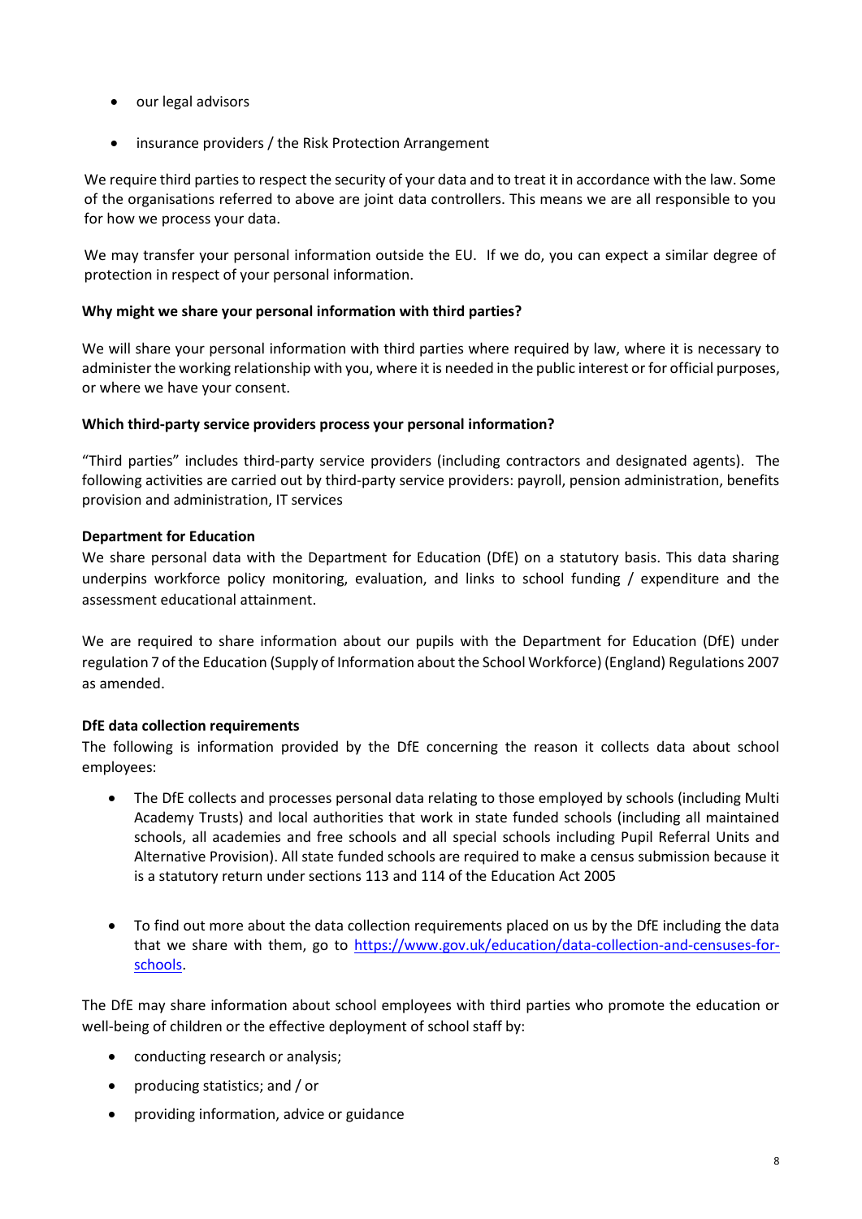- our legal advisors
- insurance providers / the Risk Protection Arrangement

We require third parties to respect the security of your data and to treat it in accordance with the law. Some of the organisations referred to above are joint data controllers. This means we are all responsible to you for how we process your data.

We may transfer your personal information outside the EU. If we do, you can expect a similar degree of protection in respect of your personal information.

**Why might we share your personal information with third parties?**

We will share your personal information with third parties where required by law, where it is necessary to administer the working relationship with you, where it is needed in the public interest or for official purposes, or where we have your consent.

**Which third-party service providers process your personal information?**

"Third parties" includes third-party service providers (including contractors and designated agents). The following activities are carried out by third-party service providers: payroll, pension administration, benefits provision and administration, IT services

**Department for Education**

We share personal data with the Department for Education (DfE) on a statutory basis. This data sharing underpins workforce policy monitoring, evaluation, and links to school funding / expenditure and the assessment educational attainment.

We are required to share information about our pupils with the Department for Education (DfE) under regulation 7 of the Education (Supply of Information about the School Workforce) (England) Regulations 2007 as amended.

**DfE data collection requirements**

The following is information provided by the DfE concerning the reason it collects data about school employees:

- The DfE collects and processes personal data relating to those employed by schools (including Multi Academy Trusts) and local authorities that work in state funded schools (including all maintained schools, all academies and free schools and all special schools including Pupil Referral Units and Alternative Provision). All state funded schools are required to make a census submission because it is a statutory return under sections 113 and 114 of the Education Act 2005
- To find out more about the data collection requirements placed on us by the DfE including the data that we share with them, go to [https://www.gov.uk/education/data-collection-and-censuses-for-schools](https://www.gov.uk/education/data-collection-and-censuses-for-schools).

The DfE may share information about school employees with third parties who promote the education or well-being of children or the effective deployment of school staff by:

- conducting research or analysis;
- producing statistics; and / or
- providing information, advice or guidance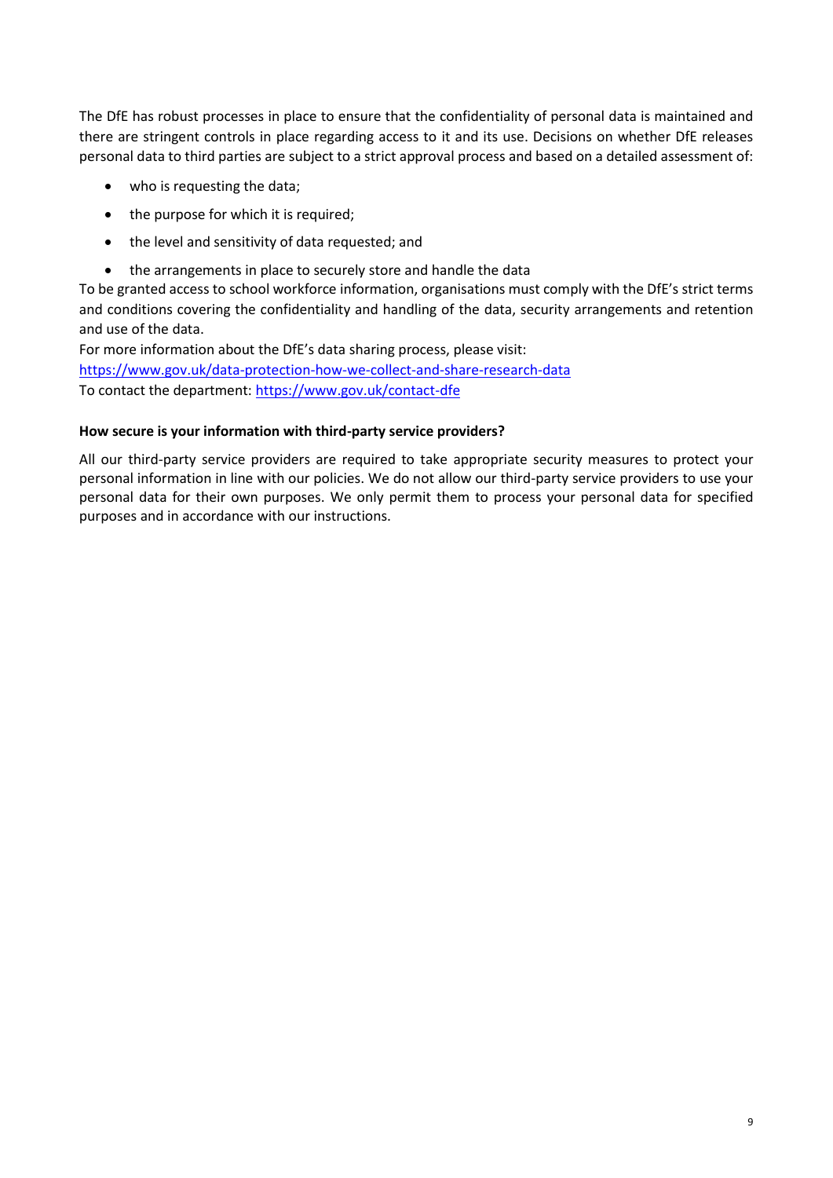The DfE has robust processes in place to ensure that the confidentiality of personal data is maintained and there are stringent controls in place regarding access to it and its use. Decisions on whether DfE releases personal data to third parties are subject to a strict approval process and based on a detailed assessment of:

- who is requesting the data;
- the purpose for which it is required;
- the level and sensitivity of data requested; and
- the arrangements in place to securely store and handle the data

To be granted access to school workforce information, organisations must comply with the DfE's strict terms and conditions covering the confidentiality and handling of the data, security arrangements and retention and use of the data.

For more information about the DfE's data sharing process, please visit:
https://www.gov.uk/data-protection-how-we-collect-and-share-research-data
To contact the department: https://www.gov.uk/contact-dfe

**How secure is your information with third-party service providers?**

All our third-party service providers are required to take appropriate security measures to protect your personal information in line with our policies. We do not allow our third-party service providers to use your personal data for their own purposes. We only permit them to process your personal data for specified purposes and in accordance with our instructions.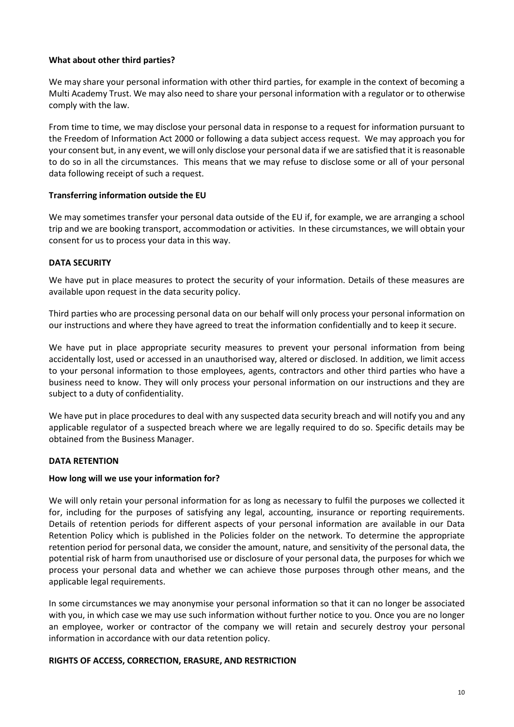**What about other third parties?**

We may share your personal information with other third parties, for example in the context of becoming a Multi Academy Trust. We may also need to share your personal information with a regulator or to otherwise comply with the law.

From time to time, we may disclose your personal data in response to a request for information pursuant to the Freedom of Information Act 2000 or following a data subject access request. We may approach you for your consent but, in any event, we will only disclose your personal data if we are satisfied that it is reasonable to do so in all the circumstances. This means that we may refuse to disclose some or all of your personal data following receipt of such a request.

**Transferring information outside the EU**

We may sometimes transfer your personal data outside of the EU if, for example, we are arranging a school trip and we are booking transport, accommodation or activities. In these circumstances, we will obtain your consent for us to process your data in this way.

## DATA SECURITY

We have put in place measures to protect the security of your information. Details of these measures are available upon request in the data security policy.

Third parties who are processing personal data on our behalf will only process your personal information on our instructions and where they have agreed to treat the information confidentially and to keep it secure.

We have put in place appropriate security measures to prevent your personal information from being accidentally lost, used or accessed in an unauthorised way, altered or disclosed. In addition, we limit access to your personal information to those employees, agents, contractors and other third parties who have a business need to know. They will only process your personal information on our instructions and they are subject to a duty of confidentiality.

We have put in place procedures to deal with any suspected data security breach and will notify you and any applicable regulator of a suspected breach where we are legally required to do so. Specific details may be obtained from the Business Manager.

## DATA RETENTION

**How long will we use your information for?**

We will only retain your personal information for as long as necessary to fulfil the purposes we collected it for, including for the purposes of satisfying any legal, accounting, insurance or reporting requirements. Details of retention periods for different aspects of your personal information are available in our Data Retention Policy which is published in the Policies folder on the network. To determine the appropriate retention period for personal data, we consider the amount, nature, and sensitivity of the personal data, the potential risk of harm from unauthorised use or disclosure of your personal data, the purposes for which we process your personal data and whether we can achieve those purposes through other means, and the applicable legal requirements.

In some circumstances we may anonymise your personal information so that it can no longer be associated with you, in which case we may use such information without further notice to you. Once you are no longer an employee, worker or contractor of the company we will retain and securely destroy your personal information in accordance with our data retention policy.

## RIGHTS OF ACCESS, CORRECTION, ERASURE, AND RESTRICTION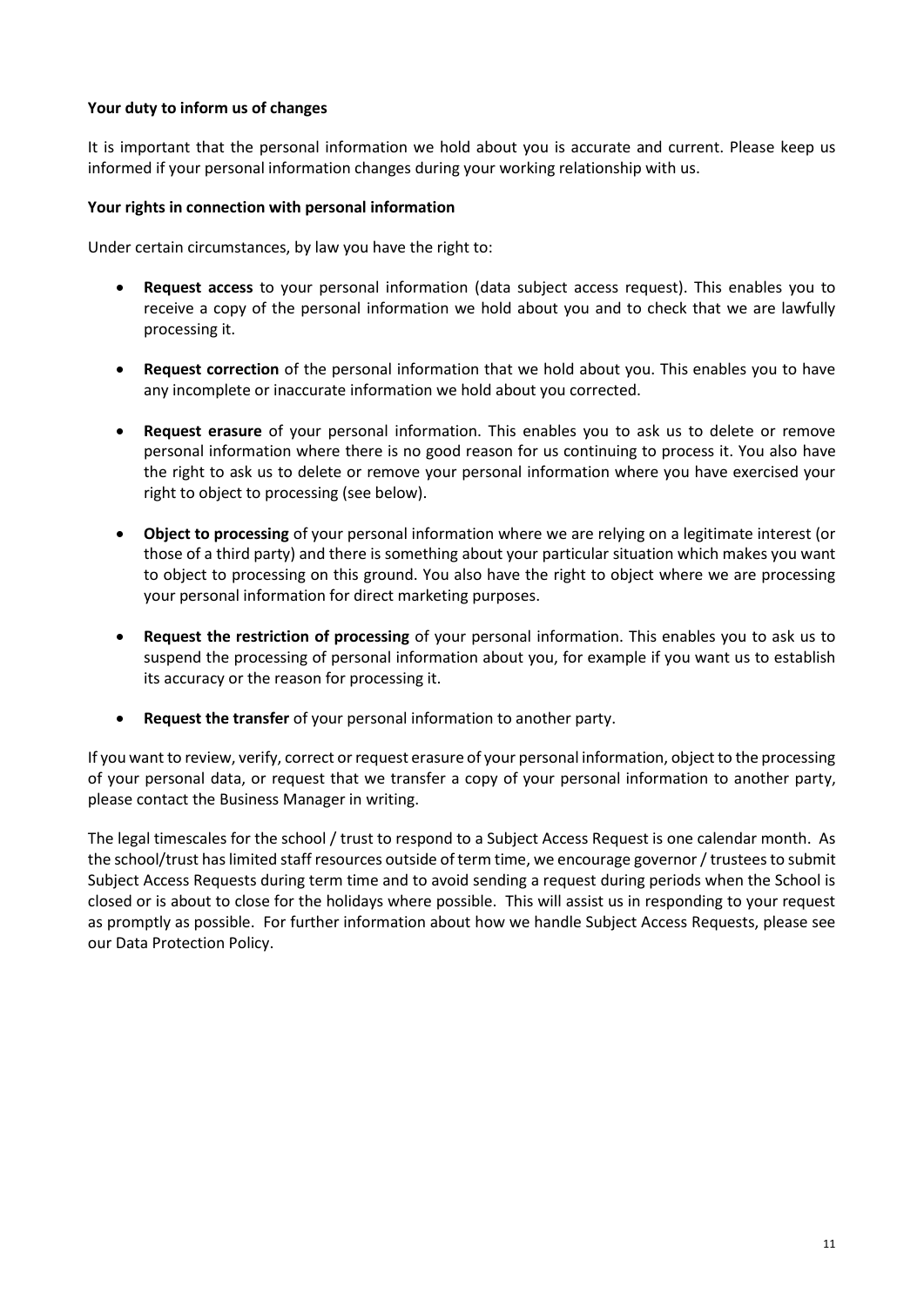**Your duty to inform us of changes**

It is important that the personal information we hold about you is accurate and current. Please keep us informed if your personal information changes during your working relationship with us.

**Your rights in connection with personal information**

Under certain circumstances, by law you have the right to:

- **Request access** to your personal information (data subject access request). This enables you to receive a copy of the personal information we hold about you and to check that we are lawfully processing it.

- **Request correction** of the personal information that we hold about you. This enables you to have any incomplete or inaccurate information we hold about you corrected.

- **Request erasure** of your personal information. This enables you to ask us to delete or remove personal information where there is no good reason for us continuing to process it. You also have the right to ask us to delete or remove your personal information where you have exercised your right to object to processing (see below).

- **Object to processing** of your personal information where we are relying on a legitimate interest (or those of a third party) and there is something about your particular situation which makes you want to object to processing on this ground. You also have the right to object where we are processing your personal information for direct marketing purposes.

- **Request the restriction of processing** of your personal information. This enables you to ask us to suspend the processing of personal information about you, for example if you want us to establish its accuracy or the reason for processing it.

- **Request the transfer** of your personal information to another party.

If you want to review, verify, correct or request erasure of your personal information, object to the processing of your personal data, or request that we transfer a copy of your personal information to another party, please contact the Business Manager in writing.

The legal timescales for the school / trust to respond to a Subject Access Request is one calendar month. As the school/trust has limited staff resources outside of term time, we encourage governor / trustees to submit Subject Access Requests during term time and to avoid sending a request during periods when the School is closed or is about to close for the holidays where possible. This will assist us in responding to your request as promptly as possible. For further information about how we handle Subject Access Requests, please see our Data Protection Policy.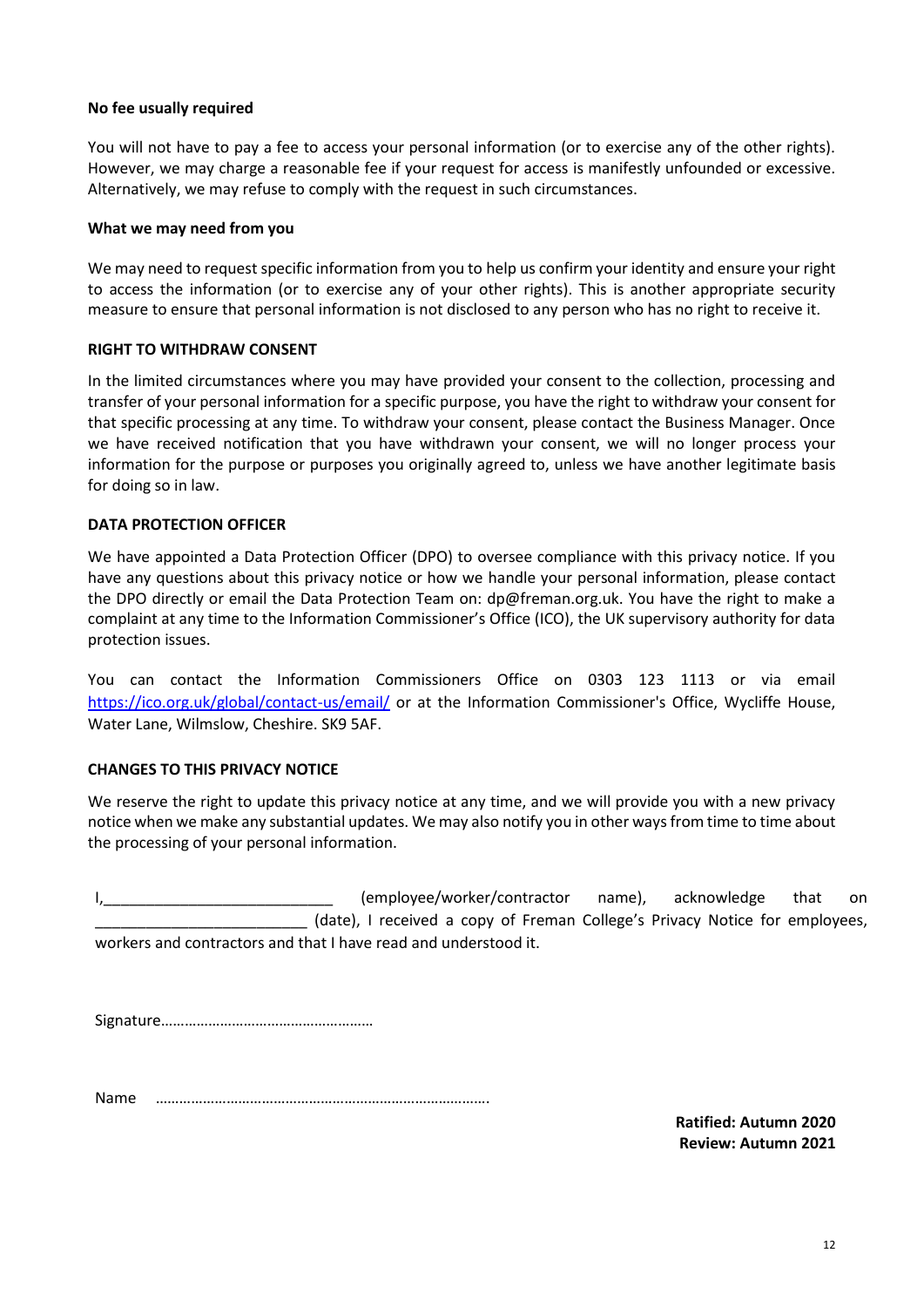**No fee usually required**

You will not have to pay a fee to access your personal information (or to exercise any of the other rights). However, we may charge a reasonable fee if your request for access is manifestly unfounded or excessive. Alternatively, we may refuse to comply with the request in such circumstances.

**What we may need from you**

We may need to request specific information from you to help us confirm your identity and ensure your right to access the information (or to exercise any of your other rights). This is another appropriate security measure to ensure that personal information is not disclosed to any person who has no right to receive it.

**RIGHT TO WITHDRAW CONSENT**

In the limited circumstances where you may have provided your consent to the collection, processing and transfer of your personal information for a specific purpose, you have the right to withdraw your consent for that specific processing at any time. To withdraw your consent, please contact the Business Manager. Once we have received notification that you have withdrawn your consent, we will no longer process your information for the purpose or purposes you originally agreed to, unless we have another legitimate basis for doing so in law.

**DATA PROTECTION OFFICER**

We have appointed a Data Protection Officer (DPO) to oversee compliance with this privacy notice. If you have any questions about this privacy notice or how we handle your personal information, please contact the DPO directly or email the Data Protection Team on: dp@freman.org.uk. You have the right to make a complaint at any time to the Information Commissioner's Office (ICO), the UK supervisory authority for data protection issues.

You can contact the Information Commissioners Office on 0303 123 1113 or via email https://ico.org.uk/global/contact-us/email/ or at the Information Commissioner's Office, Wycliffe House, Water Lane, Wilmslow, Cheshire. SK9 5AF.

**CHANGES TO THIS PRIVACY NOTICE**

We reserve the right to update this privacy notice at any time, and we will provide you with a new privacy notice when we make any substantial updates. We may also notify you in other ways from time to time about the processing of your personal information.

I,___________________________ (employee/worker/contractor name), acknowledge that on _________________________ (date), I received a copy of Freman College's Privacy Notice for employees, workers and contractors and that I have read and understood it.

Signature………………………………………………

Name ……………………………………………………………………….

**Ratified: Autumn 2020**
**Review: Autumn 2021**